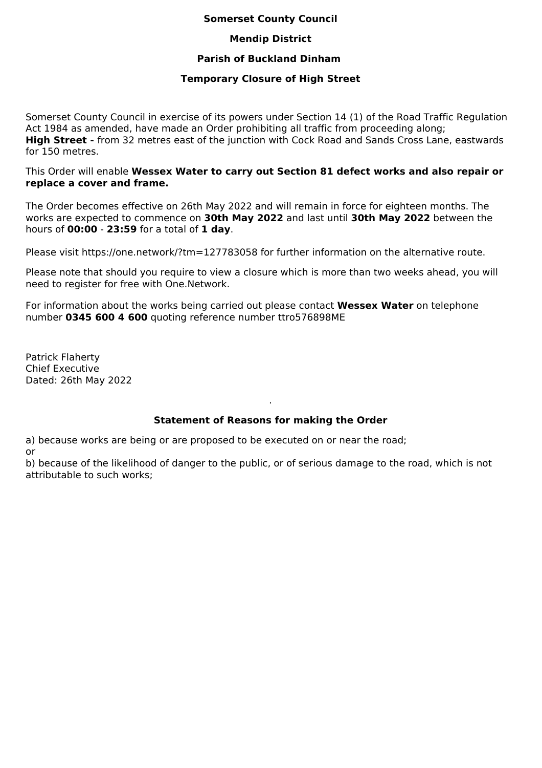**Somerset County Council**

**Mendip District**

**Parish of Buckland Dinham**

**Temporary Closure of High Street**

Somerset County Council in exercise of its powers under Section 14 (1) of the Road Traffic Regulation Act 1984 as amended, have made an Order prohibiting all traffic from proceeding along;
**High Street -** from 32 metres east of the junction with Cock Road and Sands Cross Lane, eastwards for 150 metres.

This Order will enable **Wessex Water to carry out Section 81 defect works and also repair or replace a cover and frame.**

The Order becomes effective on 26th May 2022 and will remain in force for eighteen months. The works are expected to commence on **30th May 2022** and last until **30th May 2022** between the hours of **00:00** - **23:59** for a total of **1 day**.

Please visit https://one.network/?tm=127783058 for further information on the alternative route.

Please note that should you require to view a closure which is more than two weeks ahead, you will need to register for free with One.Network.

For information about the works being carried out please contact **Wessex Water** on telephone number **0345 600 4 600** quoting reference number ttro576898ME

Patrick Flaherty
Chief Executive
Dated: 26th May 2022

**Statement of Reasons for making the Order**

a) because works are being or are proposed to be executed on or near the road;
or
b) because of the likelihood of danger to the public, or of serious damage to the road, which is not attributable to such works;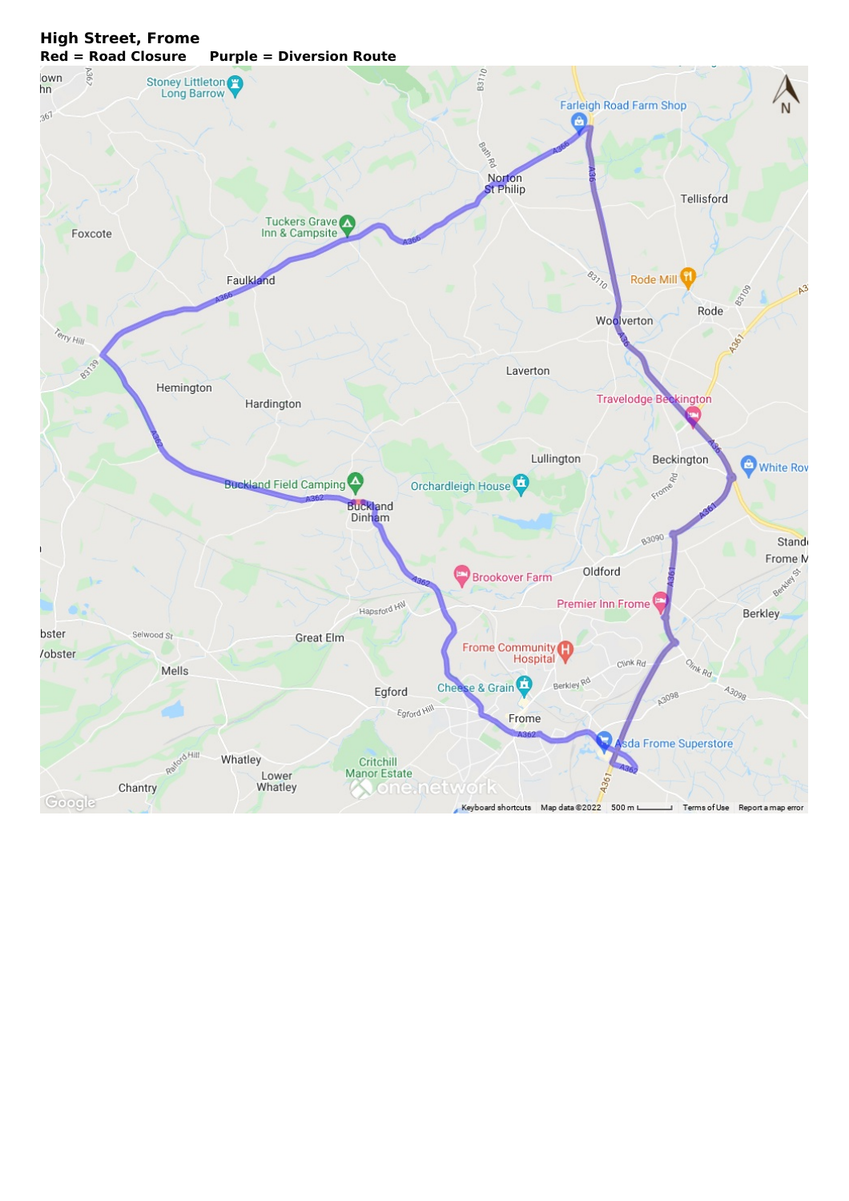**High Street, Frome**

**Red = Road Closure     Purple = Diversion Route**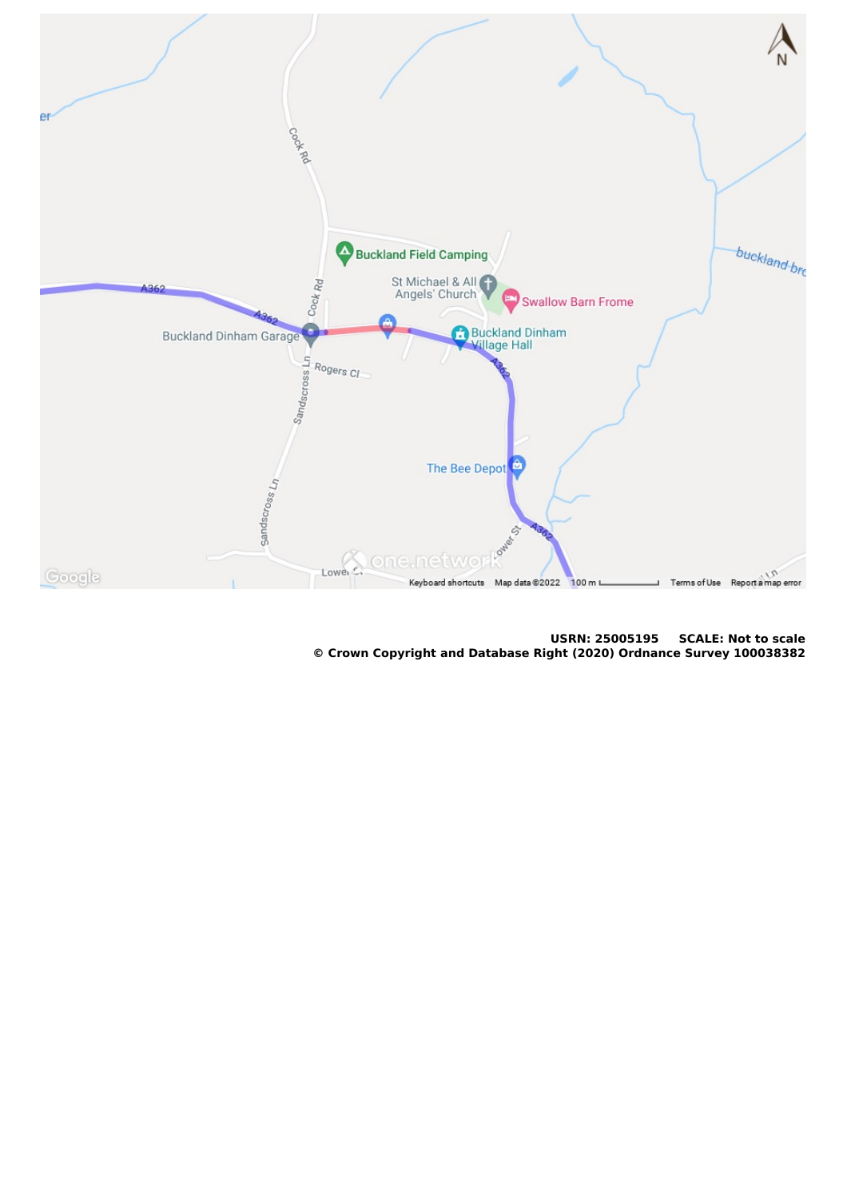**USRN: 25005195  SCALE: Not to scale**
**© Crown Copyright and Database Right (2020) Ordnance Survey 100038382**